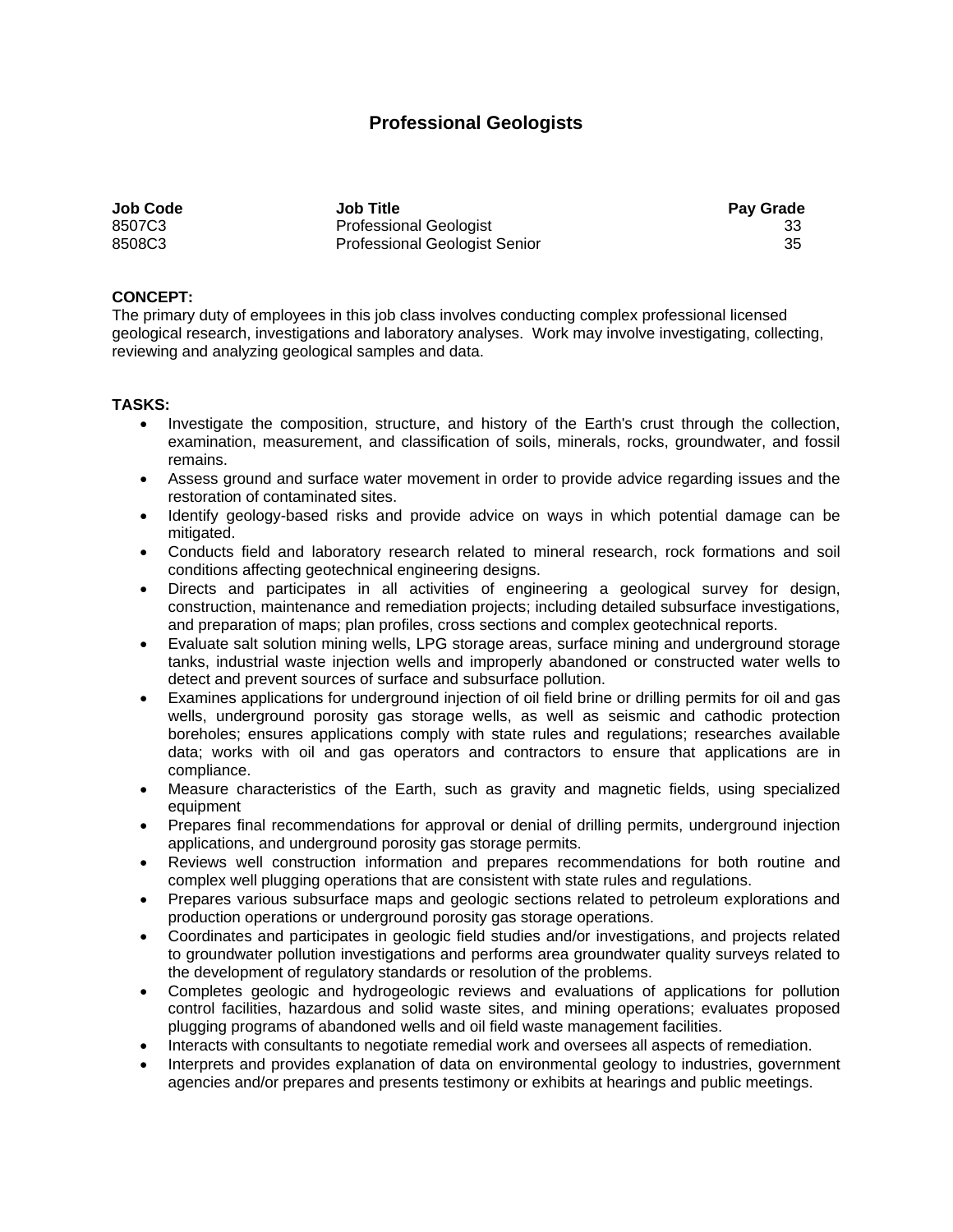# Professional Geologists

| Job Code | Job Title | Pay Grade |
|---|---|---|
| 8507C3 | Professional Geologist | 33 |
| 8508C3 | Professional Geologist Senior | 35 |

**CONCEPT:**
The primary duty of employees in this job class involves conducting complex professional licensed geological research, investigations and laboratory analyses. Work may involve investigating, collecting, reviewing and analyzing geological samples and data.

**TASKS:**

- Investigate the composition, structure, and history of the Earth's crust through the collection, examination, measurement, and classification of soils, minerals, rocks, groundwater, and fossil remains.
- Assess ground and surface water movement in order to provide advice regarding issues and the restoration of contaminated sites.
- Identify geology-based risks and provide advice on ways in which potential damage can be mitigated.
- Conducts field and laboratory research related to mineral research, rock formations and soil conditions affecting geotechnical engineering designs.
- Directs and participates in all activities of engineering a geological survey for design, construction, maintenance and remediation projects; including detailed subsurface investigations, and preparation of maps; plan profiles, cross sections and complex geotechnical reports.
- Evaluate salt solution mining wells, LPG storage areas, surface mining and underground storage tanks, industrial waste injection wells and improperly abandoned or constructed water wells to detect and prevent sources of surface and subsurface pollution.
- Examines applications for underground injection of oil field brine or drilling permits for oil and gas wells, underground porosity gas storage wells, as well as seismic and cathodic protection boreholes; ensures applications comply with state rules and regulations; researches available data; works with oil and gas operators and contractors to ensure that applications are in compliance.
- Measure characteristics of the Earth, such as gravity and magnetic fields, using specialized equipment
- Prepares final recommendations for approval or denial of drilling permits, underground injection applications, and underground porosity gas storage permits.
- Reviews well construction information and prepares recommendations for both routine and complex well plugging operations that are consistent with state rules and regulations.
- Prepares various subsurface maps and geologic sections related to petroleum explorations and production operations or underground porosity gas storage operations.
- Coordinates and participates in geologic field studies and/or investigations, and projects related to groundwater pollution investigations and performs area groundwater quality surveys related to the development of regulatory standards or resolution of the problems.
- Completes geologic and hydrogeologic reviews and evaluations of applications for pollution control facilities, hazardous and solid waste sites, and mining operations; evaluates proposed plugging programs of abandoned wells and oil field waste management facilities.
- Interacts with consultants to negotiate remedial work and oversees all aspects of remediation.
- Interprets and provides explanation of data on environmental geology to industries, government agencies and/or prepares and presents testimony or exhibits at hearings and public meetings.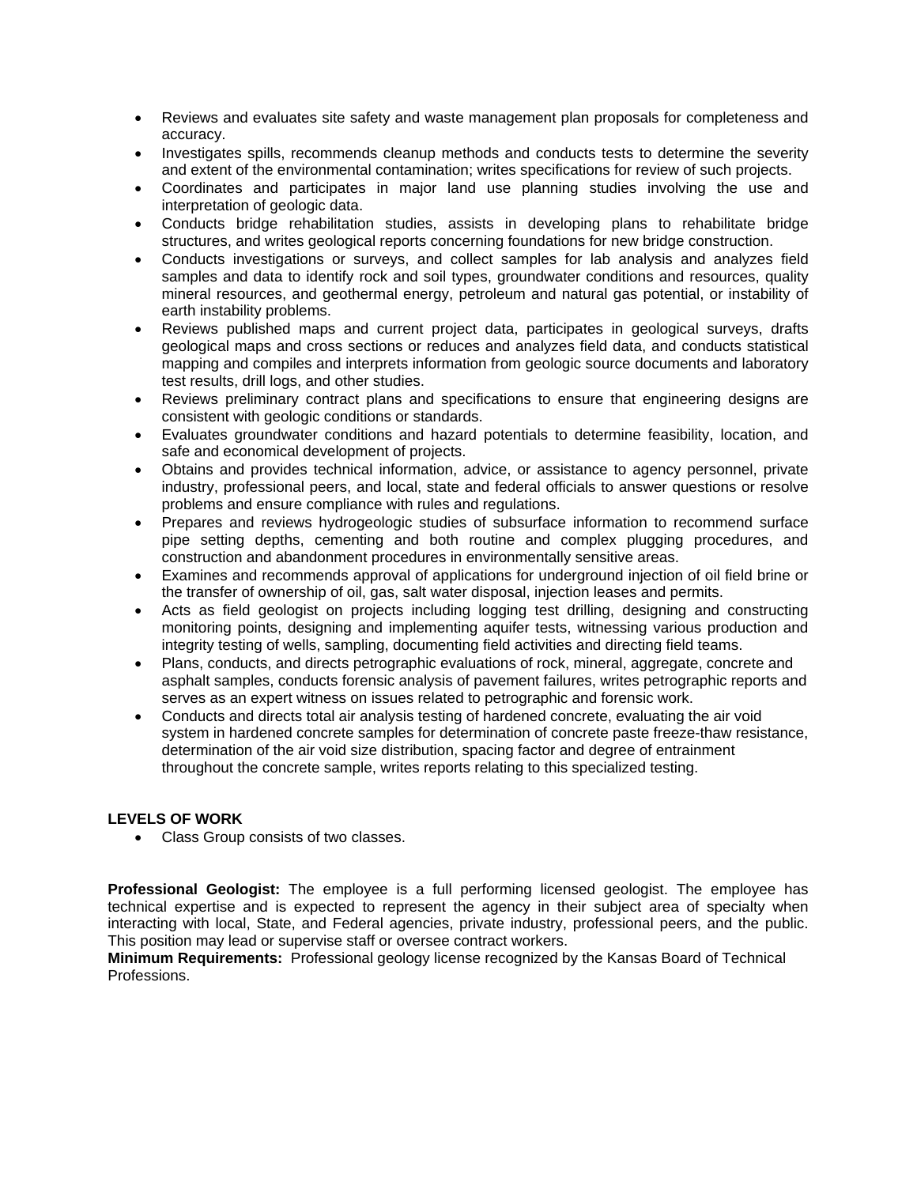- Reviews and evaluates site safety and waste management plan proposals for completeness and accuracy.
- Investigates spills, recommends cleanup methods and conducts tests to determine the severity and extent of the environmental contamination; writes specifications for review of such projects.
- Coordinates and participates in major land use planning studies involving the use and interpretation of geologic data.
- Conducts bridge rehabilitation studies, assists in developing plans to rehabilitate bridge structures, and writes geological reports concerning foundations for new bridge construction.
- Conducts investigations or surveys, and collect samples for lab analysis and analyzes field samples and data to identify rock and soil types, groundwater conditions and resources, quality mineral resources, and geothermal energy, petroleum and natural gas potential, or instability of earth instability problems.
- Reviews published maps and current project data, participates in geological surveys, drafts geological maps and cross sections or reduces and analyzes field data, and conducts statistical mapping and compiles and interprets information from geologic source documents and laboratory test results, drill logs, and other studies.
- Reviews preliminary contract plans and specifications to ensure that engineering designs are consistent with geologic conditions or standards.
- Evaluates groundwater conditions and hazard potentials to determine feasibility, location, and safe and economical development of projects.
- Obtains and provides technical information, advice, or assistance to agency personnel, private industry, professional peers, and local, state and federal officials to answer questions or resolve problems and ensure compliance with rules and regulations.
- Prepares and reviews hydrogeologic studies of subsurface information to recommend surface pipe setting depths, cementing and both routine and complex plugging procedures, and construction and abandonment procedures in environmentally sensitive areas.
- Examines and recommends approval of applications for underground injection of oil field brine or the transfer of ownership of oil, gas, salt water disposal, injection leases and permits.
- Acts as field geologist on projects including logging test drilling, designing and constructing monitoring points, designing and implementing aquifer tests, witnessing various production and integrity testing of wells, sampling, documenting field activities and directing field teams.
- Plans, conducts, and directs petrographic evaluations of rock, mineral, aggregate, concrete and asphalt samples, conducts forensic analysis of pavement failures, writes petrographic reports and serves as an expert witness on issues related to petrographic and forensic work.
- Conducts and directs total air analysis testing of hardened concrete, evaluating the air void system in hardened concrete samples for determination of concrete paste freeze-thaw resistance, determination of the air void size distribution, spacing factor and degree of entrainment throughout the concrete sample, writes reports relating to this specialized testing.

**LEVELS OF WORK**

- Class Group consists of two classes.

**Professional Geologist:** The employee is a full performing licensed geologist. The employee has technical expertise and is expected to represent the agency in their subject area of specialty when interacting with local, State, and Federal agencies, private industry, professional peers, and the public. This position may lead or supervise staff or oversee contract workers.

**Minimum Requirements:** Professional geology license recognized by the Kansas Board of Technical Professions.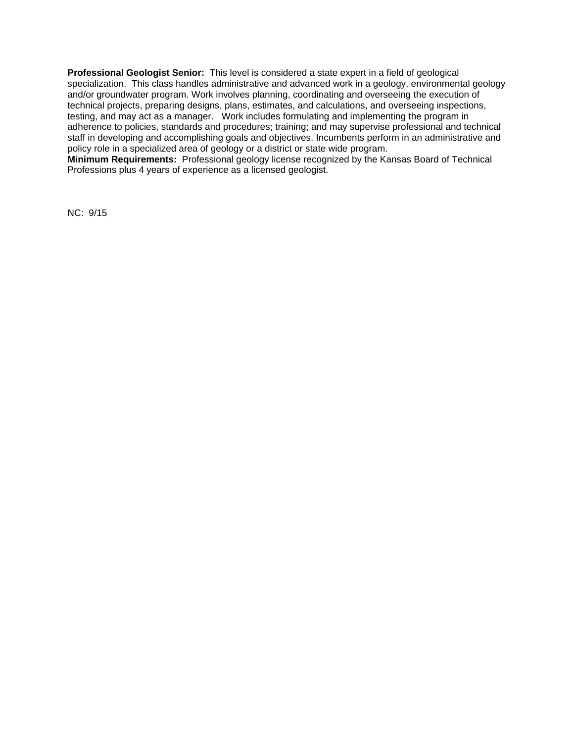**Professional Geologist Senior:** This level is considered a state expert in a field of geological specialization. This class handles administrative and advanced work in a geology, environmental geology and/or groundwater program. Work involves planning, coordinating and overseeing the execution of technical projects, preparing designs, plans, estimates, and calculations, and overseeing inspections, testing, and may act as a manager. Work includes formulating and implementing the program in adherence to policies, standards and procedures; training; and may supervise professional and technical staff in developing and accomplishing goals and objectives. Incumbents perform in an administrative and policy role in a specialized area of geology or a district or state wide program.
**Minimum Requirements:** Professional geology license recognized by the Kansas Board of Technical Professions plus 4 years of experience as a licensed geologist.

NC: 9/15